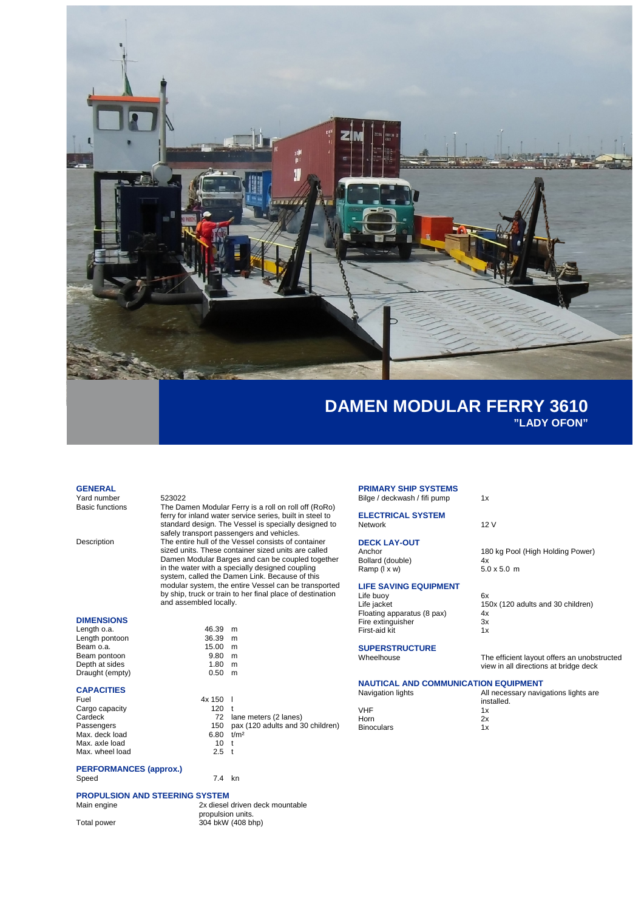# DAMEN MODULAR FERRY 3610

## "LADY OFON"

### GENERAL

| | |
|---|---|
| Yard number | 523022 |
| Basic functions | The Damen Modular Ferry is a roll on roll off (RoRo) ferry for inland water service series, built in steel to standard design. The Vessel is specially designed to safely transport passengers and vehicles. |
| Description | The entire hull of the Vessel consists of container sized units. These container sized units are called Damen Modular Barges and can be coupled together in the water with a specially designed coupling system, called the Damen Link. Because of this modular system, the entire Vessel can be transported by ship, truck or train to her final place of destination and assembled locally. |

### DIMENSIONS

| | | |
|---|---|---|
| Length o.a. | 46.39 | m |
| Length pontoon | 36.39 | m |
| Beam o.a. | 15.00 | m |
| Beam pontoon | 9.80 | m |
| Depth at sides | 1.80 | m |
| Draught (empty) | 0.50 | m |

### CAPACITIES

| | | |
|---|---|---|
| Fuel | 4x 150 | l |
| Cargo capacity | 120 | t |
| Cardeck | 72 | lane meters (2 lanes) |
| Passengers | 150 | pax (120 adults and 30 children) |
| Max. deck load | 6.80 | t/m² |
| Max. axle load | 10 | t |
| Max. wheel load | 2.5 | t |

### PERFORMANCES (approx.)

| | | |
|---|---|---|
| Speed | 7.4 | kn |

### PROPULSION AND STEERING SYSTEM

| | |
|---|---|
| Main engine | 2x diesel driven deck mountable propulsion units. |
| Total power | 304 bkW (408 bhp) |

### PRIMARY SHIP SYSTEMS

| | |
|---|---|
| Bilge / deckwash / fifi pump | 1x |

### ELECTRICAL SYSTEM

| | |
|---|---|
| Network | 12 V |

### DECK LAY-OUT

| | |
|---|---|
| Anchor | 180 kg Pool (High Holding Power) |
| Bollard (double) | 4x |
| Ramp (l x w) | 5.0 x 5.0 m |

### LIFE SAVING EQUIPMENT

| | |
|---|---|
| Life buoy | 6x |
| Life jacket | 150x (120 adults and 30 children) |
| Floating apparatus (8 pax) | 4x |
| Fire extinguisher | 3x |
| First-aid kit | 1x |

### SUPERSTRUCTURE

| | |
|---|---|
| Wheelhouse | The efficient layout offers an unobstructed view in all directions at bridge deck |

### NAUTICAL AND COMMUNICATION EQUIPMENT

| | |
|---|---|
| Navigation lights | All necessary navigations lights are installed. |
| VHF | 1x |
| Horn | 2x |
| Binoculars | 1x |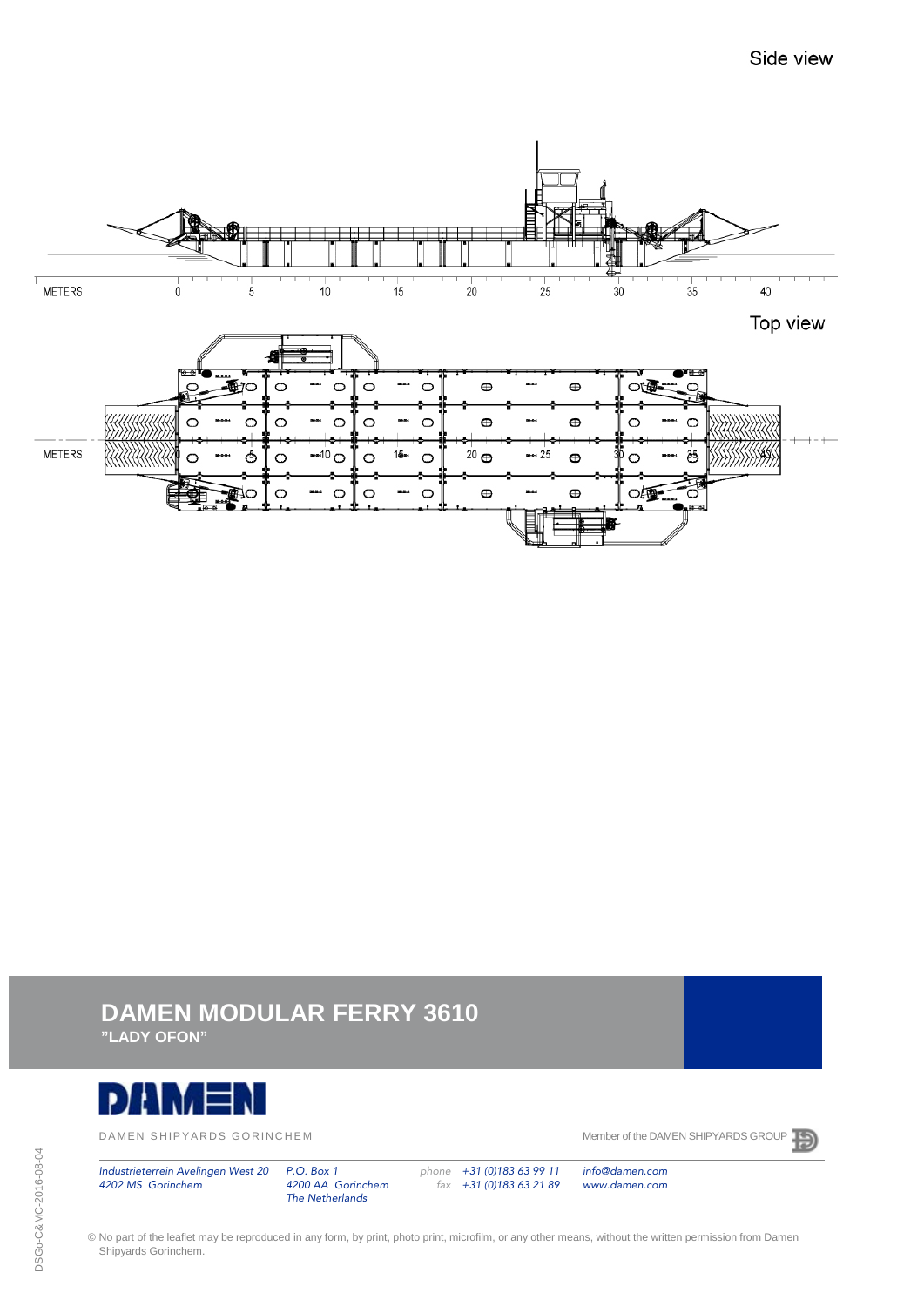Side view

METERS 0 5 10 15 20 25 30 35 40

Top view

METERS

# DAMEN MODULAR FERRY 3610

**"LADY OFON"**

DAMEN SHIPYARDS GORINCHEM

Member of the DAMEN SHIPYARDS GROUP

*Industrieterrein Avelingen West 20*
*4202 MS Gorinchem*

*P.O. Box 1*
*4200 AA Gorinchem*
*The Netherlands*

*phone +31 (0)183 63 99 11*
*fax +31 (0)183 63 21 89*

*info@damen.com*
*www.damen.com*

© No part of the leaflet may be reproduced in any form, by print, photo print, microfilm, or any other means, without the written permission from Damen Shipyards Gorinchem.

DSGo-C&MC-2016-08-04